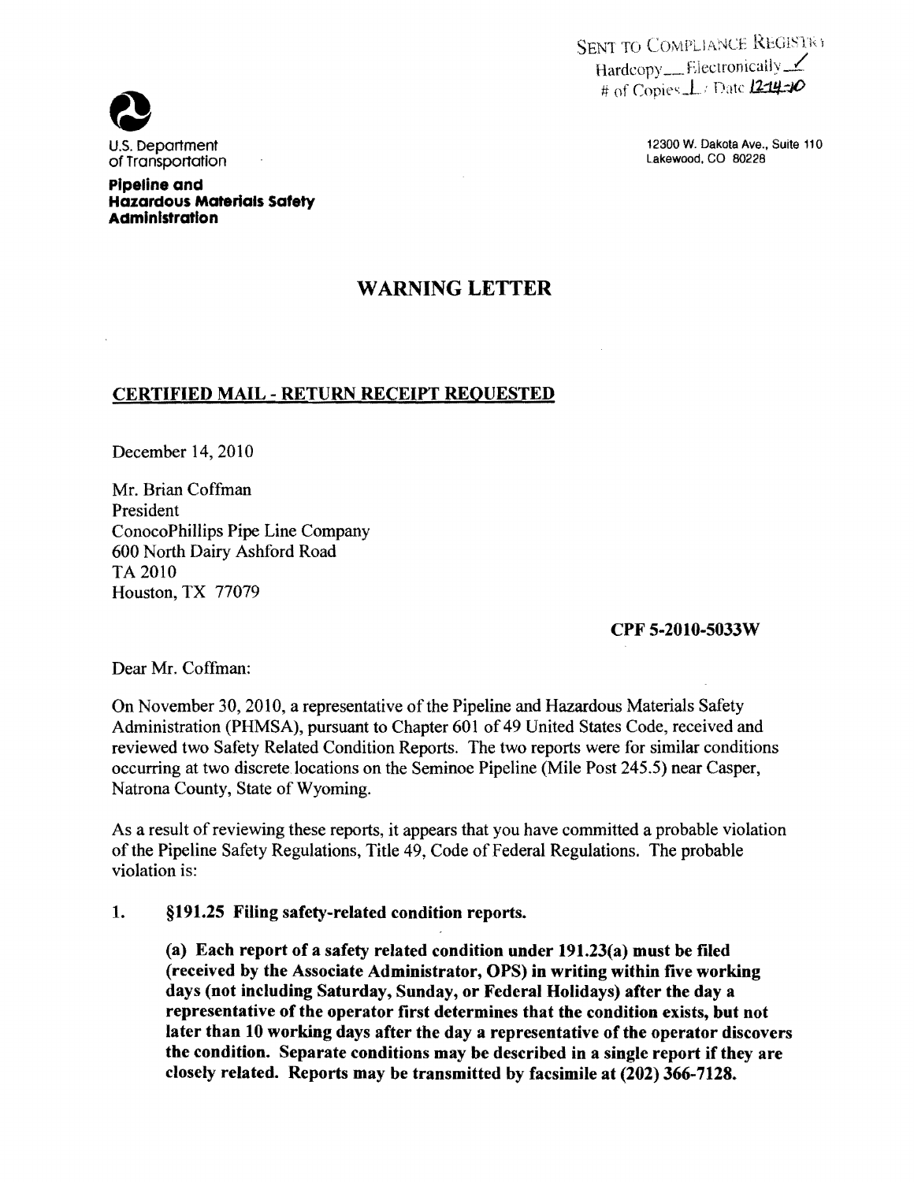SENT TO COMPLIANCE REGISTRY
Hardcopy\_\_ Electronically ✓
# of Copies 1 / Date 12-14-10

U.S. Department of Transportation

**Pipeline and Hazardous Materials Safety Administration**

12300 W. Dakota Ave., Suite 110
Lakewood, CO 80228

# WARNING LETTER

## CERTIFIED MAIL - RETURN RECEIPT REQUESTED

December 14, 2010

Mr. Brian Coffman
President
ConocoPhillips Pipe Line Company
600 North Dairy Ashford Road
TA 2010
Houston, TX 77079

**CPF 5-2010-5033W**

Dear Mr. Coffman:

On November 30, 2010, a representative of the Pipeline and Hazardous Materials Safety Administration (PHMSA), pursuant to Chapter 601 of 49 United States Code, received and reviewed two Safety Related Condition Reports. The two reports were for similar conditions occurring at two discrete locations on the Seminoe Pipeline (Mile Post 245.5) near Casper, Natrona County, State of Wyoming.

As a result of reviewing these reports, it appears that you have committed a probable violation of the Pipeline Safety Regulations, Title 49, Code of Federal Regulations. The probable violation is:

1. **§191.25 Filing safety-related condition reports.**

   **(a) Each report of a safety related condition under 191.23(a) must be filed (received by the Associate Administrator, OPS) in writing within five working days (not including Saturday, Sunday, or Federal Holidays) after the day a representative of the operator first determines that the condition exists, but not later than 10 working days after the day a representative of the operator discovers the condition. Separate conditions may be described in a single report if they are closely related. Reports may be transmitted by facsimile at (202) 366-7128.**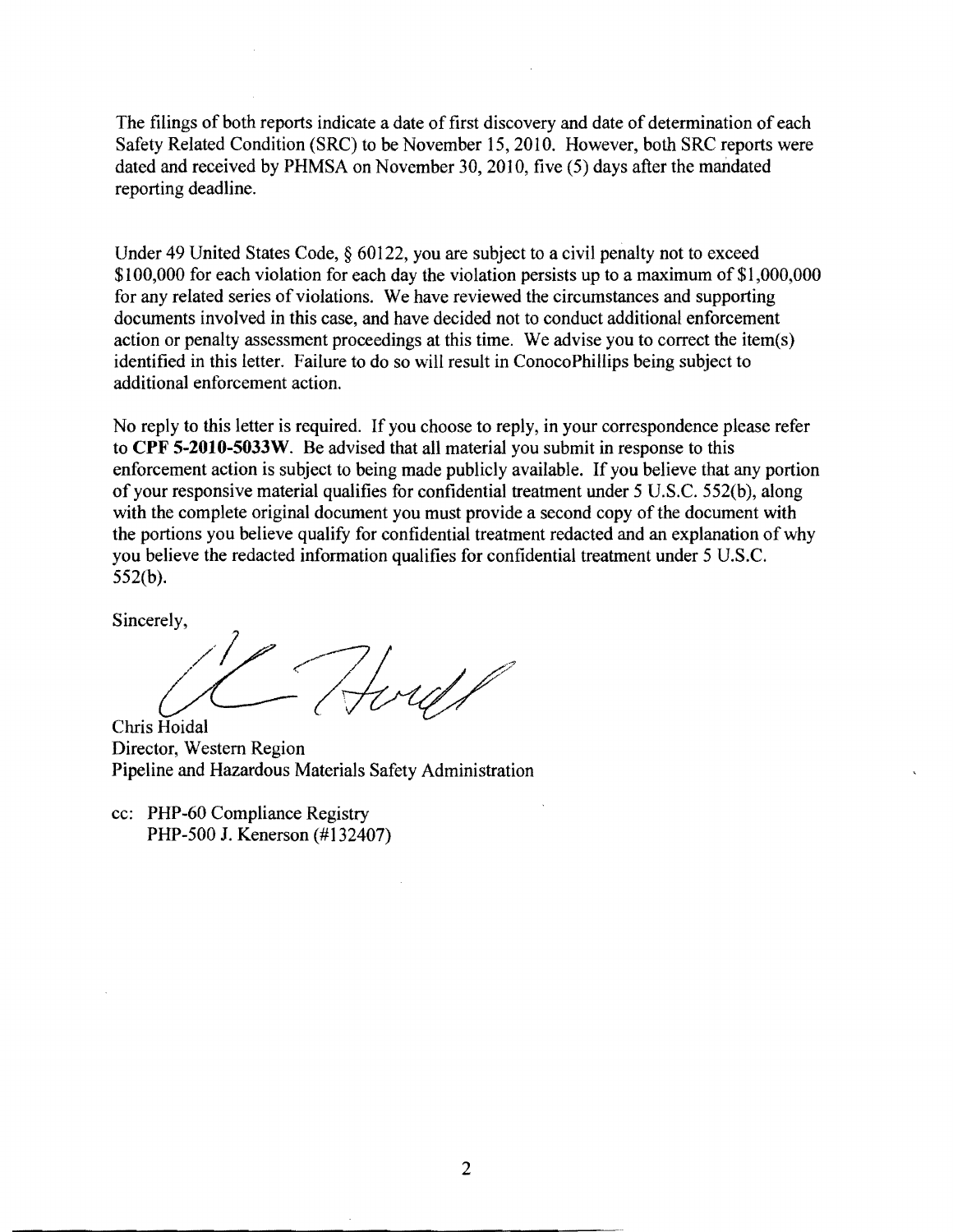The filings of both reports indicate a date of first discovery and date of determination of each Safety Related Condition (SRC) to be November 15, 2010. However, both SRC reports were dated and received by PHMSA on November 30, 2010, five (5) days after the mandated reporting deadline.

Under 49 United States Code, § 60122, you are subject to a civil penalty not to exceed $100,000 for each violation for each day the violation persists up to a maximum of $1,000,000 for any related series of violations. We have reviewed the circumstances and supporting documents involved in this case, and have decided not to conduct additional enforcement action or penalty assessment proceedings at this time. We advise you to correct the item(s) identified in this letter. Failure to do so will result in ConocoPhillips being subject to additional enforcement action.

No reply to this letter is required. If you choose to reply, in your correspondence please refer to **CPF 5-2010-5033W**. Be advised that all material you submit in response to this enforcement action is subject to being made publicly available. If you believe that any portion of your responsive material qualifies for confidential treatment under 5 U.S.C. 552(b), along with the complete original document you must provide a second copy of the document with the portions you believe qualify for confidential treatment redacted and an explanation of why you believe the redacted information qualifies for confidential treatment under 5 U.S.C. 552(b).

Sincerely,

Chris Hoidal
Director, Western Region
Pipeline and Hazardous Materials Safety Administration

cc: PHP-60 Compliance Registry
PHP-500 J. Kenerson (#132407)